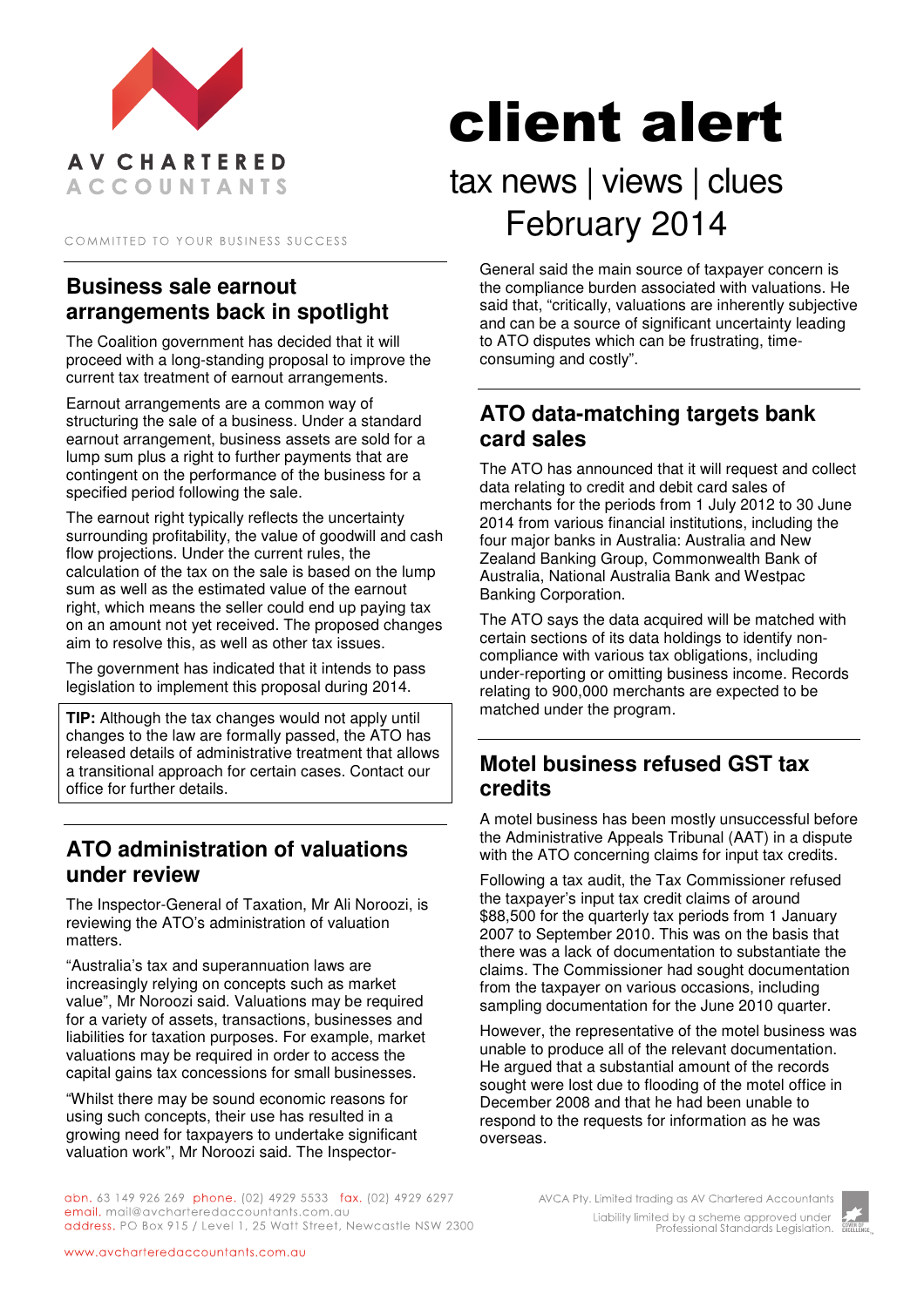AV CHARTERED ACCOUNTANTS

COMMITTED TO YOUR BUSINESS SUCCESS

# client alert

tax news | views | clues
February 2014

## Business sale earnout arrangements back in spotlight

The Coalition government has decided that it will proceed with a long-standing proposal to improve the current tax treatment of earnout arrangements.

Earnout arrangements are a common way of structuring the sale of a business. Under a standard earnout arrangement, business assets are sold for a lump sum plus a right to further payments that are contingent on the performance of the business for a specified period following the sale.

The earnout right typically reflects the uncertainty surrounding profitability, the value of goodwill and cash flow projections. Under the current rules, the calculation of the tax on the sale is based on the lump sum as well as the estimated value of the earnout right, which means the seller could end up paying tax on an amount not yet received. The proposed changes aim to resolve this, as well as other tax issues.

The government has indicated that it intends to pass legislation to implement this proposal during 2014.

**TIP:** Although the tax changes would not apply until changes to the law are formally passed, the ATO has released details of administrative treatment that allows a transitional approach for certain cases. Contact our office for further details.

## ATO administration of valuations under review

The Inspector-General of Taxation, Mr Ali Noroozi, is reviewing the ATO's administration of valuation matters.

"Australia's tax and superannuation laws are increasingly relying on concepts such as market value", Mr Noroozi said. Valuations may be required for a variety of assets, transactions, businesses and liabilities for taxation purposes. For example, market valuations may be required in order to access the capital gains tax concessions for small businesses.

"Whilst there may be sound economic reasons for using such concepts, their use has resulted in a growing need for taxpayers to undertake significant valuation work", Mr Noroozi said. The Inspector-General said the main source of taxpayer concern is the compliance burden associated with valuations. He said that, "critically, valuations are inherently subjective and can be a source of significant uncertainty leading to ATO disputes which can be frustrating, time-consuming and costly".

## ATO data-matching targets bank card sales

The ATO has announced that it will request and collect data relating to credit and debit card sales of merchants for the periods from 1 July 2012 to 30 June 2014 from various financial institutions, including the four major banks in Australia: Australia and New Zealand Banking Group, Commonwealth Bank of Australia, National Australia Bank and Westpac Banking Corporation.

The ATO says the data acquired will be matched with certain sections of its data holdings to identify non-compliance with various tax obligations, including under-reporting or omitting business income. Records relating to 900,000 merchants are expected to be matched under the program.

## Motel business refused GST tax credits

A motel business has been mostly unsuccessful before the Administrative Appeals Tribunal (AAT) in a dispute with the ATO concerning claims for input tax credits.

Following a tax audit, the Tax Commissioner refused the taxpayer's input tax credit claims of around $88,500 for the quarterly tax periods from 1 January 2007 to September 2010. This was on the basis that there was a lack of documentation to substantiate the claims. The Commissioner had sought documentation from the taxpayer on various occasions, including sampling documentation for the June 2010 quarter.

However, the representative of the motel business was unable to produce all of the relevant documentation. He argued that a substantial amount of the records sought were lost due to flooding of the motel office in December 2008 and that he had been unable to respond to the requests for information as he was overseas.

abn. 63 149 926 269 phone. (02) 4929 5533 fax. (02) 4929 6297
email. mail@avcharteredaccountants.com.au
address. PO Box 915 / Level 1, 25 Watt Street, Newcastle NSW 2300

www.avcharteredaccountants.com.au

AVCA Pty. Limited trading as AV Chartered Accountants
Liability limited by a scheme approved under Professional Standards Legislation.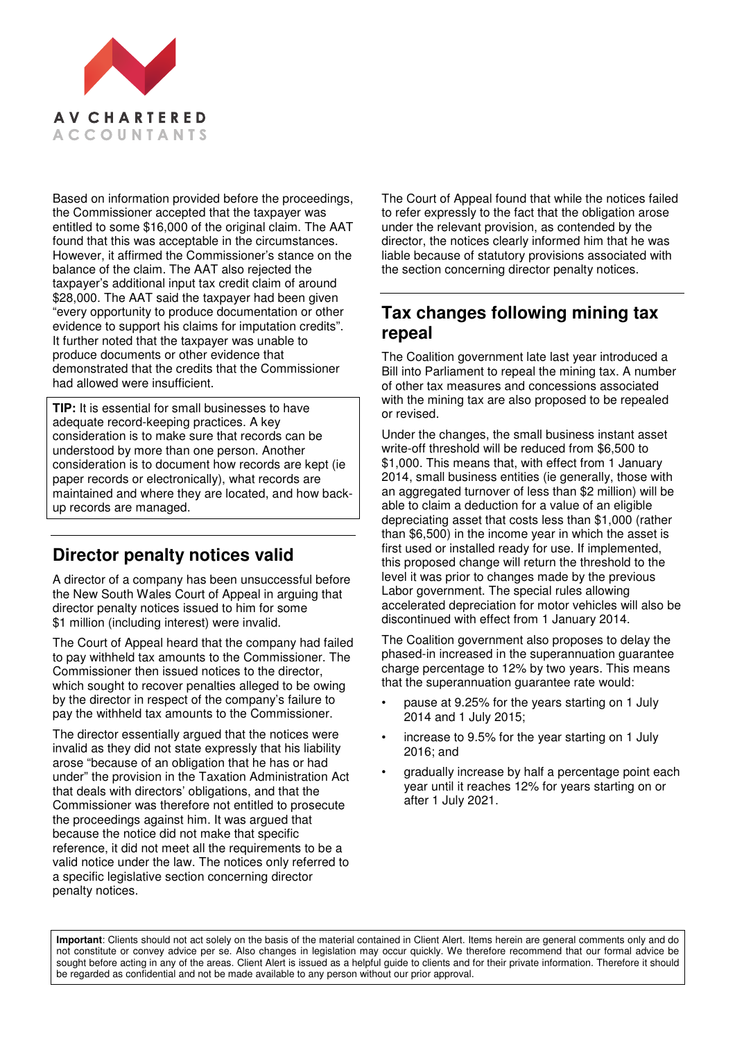Based on information provided before the proceedings, the Commissioner accepted that the taxpayer was entitled to some $16,000 of the original claim. The AAT found that this was acceptable in the circumstances. However, it affirmed the Commissioner's stance on the balance of the claim. The AAT also rejected the taxpayer's additional input tax credit claim of around $28,000. The AAT said the taxpayer had been given "every opportunity to produce documentation or other evidence to support his claims for imputation credits". It further noted that the taxpayer was unable to produce documents or other evidence that demonstrated that the credits that the Commissioner had allowed were insufficient.

**TIP:** It is essential for small businesses to have adequate record-keeping practices. A key consideration is to make sure that records can be understood by more than one person. Another consideration is to document how records are kept (ie paper records or electronically), what records are maintained and where they are located, and how back-up records are managed.

## Director penalty notices valid

A director of a company has been unsuccessful before the New South Wales Court of Appeal in arguing that director penalty notices issued to him for some $1 million (including interest) were invalid.

The Court of Appeal heard that the company had failed to pay withheld tax amounts to the Commissioner. The Commissioner then issued notices to the director, which sought to recover penalties alleged to be owing by the director in respect of the company's failure to pay the withheld tax amounts to the Commissioner.

The director essentially argued that the notices were invalid as they did not state expressly that his liability arose "because of an obligation that he has or had under" the provision in the Taxation Administration Act that deals with directors' obligations, and that the Commissioner was therefore not entitled to prosecute the proceedings against him. It was argued that because the notice did not make that specific reference, it did not meet all the requirements to be a valid notice under the law. The notices only referred to a specific legislative section concerning director penalty notices.

The Court of Appeal found that while the notices failed to refer expressly to the fact that the obligation arose under the relevant provision, as contended by the director, the notices clearly informed him that he was liable because of statutory provisions associated with the section concerning director penalty notices.

## Tax changes following mining tax repeal

The Coalition government late last year introduced a Bill into Parliament to repeal the mining tax. A number of other tax measures and concessions associated with the mining tax are also proposed to be repealed or revised.

Under the changes, the small business instant asset write-off threshold will be reduced from $6,500 to $1,000. This means that, with effect from 1 January 2014, small business entities (ie generally, those with an aggregated turnover of less than $2 million) will be able to claim a deduction for a value of an eligible depreciating asset that costs less than $1,000 (rather than $6,500) in the income year in which the asset is first used or installed ready for use. If implemented, this proposed change will return the threshold to the level it was prior to changes made by the previous Labor government. The special rules allowing accelerated depreciation for motor vehicles will also be discontinued with effect from 1 January 2014.

The Coalition government also proposes to delay the phased-in increased in the superannuation guarantee charge percentage to 12% by two years. This means that the superannuation guarantee rate would:

- pause at 9.25% for the years starting on 1 July 2014 and 1 July 2015;
- increase to 9.5% for the year starting on 1 July 2016; and
- gradually increase by half a percentage point each year until it reaches 12% for years starting on or after 1 July 2021.

**Important**: Clients should not act solely on the basis of the material contained in Client Alert. Items herein are general comments only and do not constitute or convey advice per se. Also changes in legislation may occur quickly. We therefore recommend that our formal advice be sought before acting in any of the areas. Client Alert is issued as a helpful guide to clients and for their private information. Therefore it should be regarded as confidential and not be made available to any person without our prior approval.